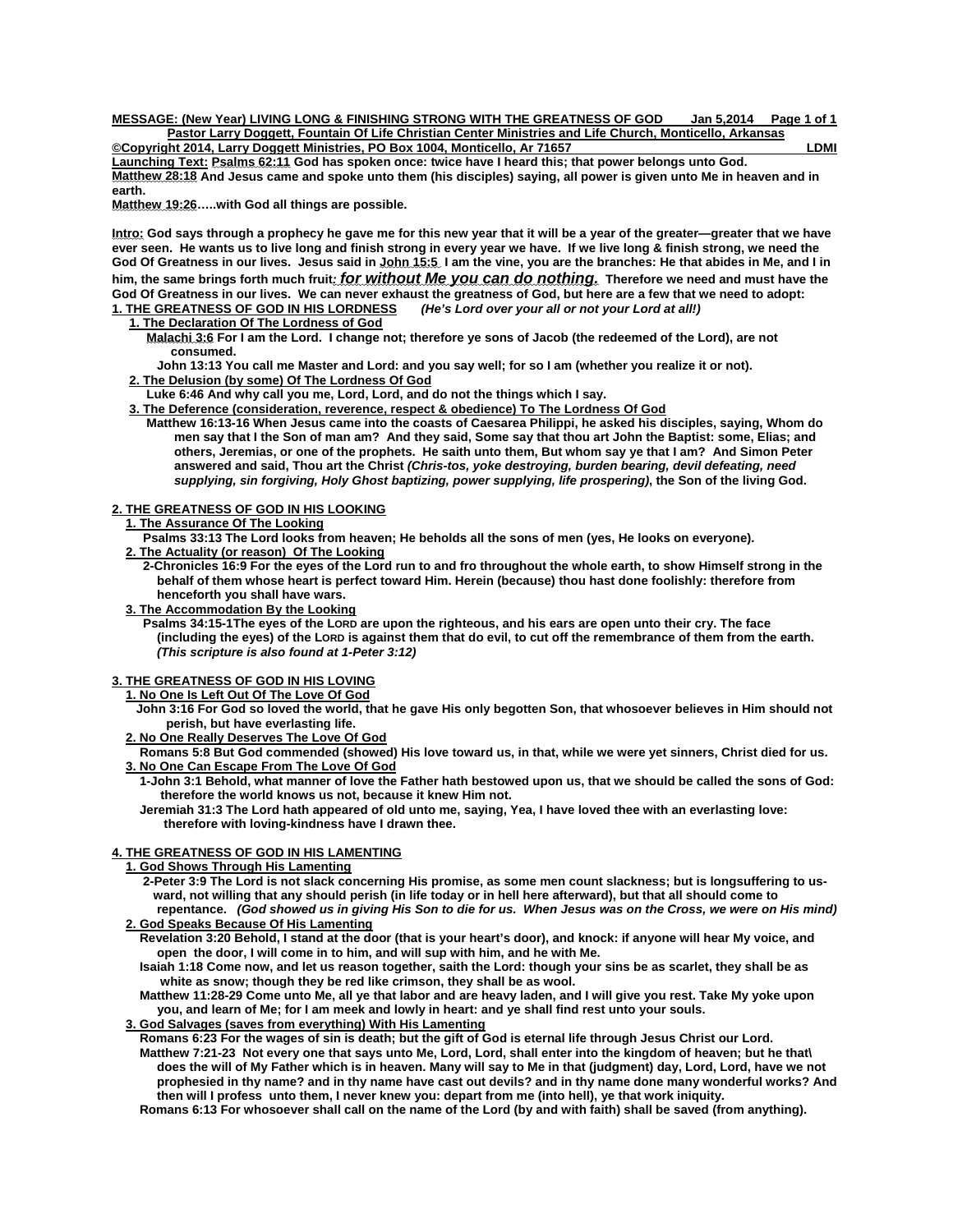**MESSAGE: (New Year) LIVING LONG & FINISHING STRONG WITH THE GREATNESS OF GOD Jan 5,2014 Page 1 of 1**

**Pastor Larry Doggett, Fountain Of Life Christian Center Ministries and Life Church, Monticello, Arkansas**

**©Copyright 2014, Larry Doggett Ministries, PO Box 1004, Monticello, Ar 71657 LDMI**

**Launching Text: Psalms 62:11 God has spoken once: twice have I heard this; that power belongs unto God.**

**Matthew 28:18 And Jesus came and spoke unto them (his disciples) saying, all power is given unto Me in heaven and in earth.**

**Matthew 19:26…..with God all things are possible.**

**Intro: God says through a prophecy he gave me for this new year that it will be a year of the greater—greater that we have ever seen. He wants us to live long and finish strong in every year we have. If we live long & finish strong, we need the God Of Greatness in our lives. Jesus said in John 15:5 I am the vine, you are the branches: He that abides in Me, and I in him, the same brings forth much fruit*: for without Me you can do nothing.*** **Therefore we need and must have the God Of Greatness in our lives. We can never exhaust the greatness of God, but here are a few that we need to adopt:**

## 1. THE GREATNESS OF GOD IN HIS LORDNESS *(He's Lord over your all or not your Lord at all!)*

### 1. The Declaration Of The Lordness of God

**Malachi 3:6 For I am the Lord. I change not; therefore ye sons of Jacob (the redeemed of the Lord), are not consumed.**

**John 13:13 You call me Master and Lord: and you say well; for so I am (whether you realize it or not).**

### 2. The Delusion (by some) Of The Lordness Of God

**Luke 6:46 And why call you me, Lord, Lord, and do not the things which I say.**

### 3. The Deference (consideration, reverence, respect & obedience) To The Lordness Of God

**Matthew 16:13-16 When Jesus came into the coasts of Caesarea Philippi, he asked his disciples, saying, Whom do men say that I the Son of man am? And they said, Some say that thou art John the Baptist: some, Elias; and others, Jeremias, or one of the prophets. He saith unto them, But whom say ye that I am? And Simon Peter answered and said, Thou art the Christ *(Chris-tos, yoke destroying, burden bearing, devil defeating, need supplying, sin forgiving, Holy Ghost baptizing, power supplying, life prospering)*, the Son of the living God.**

## 2. THE GREATNESS OF GOD IN HIS LOOKING

### 1. The Assurance Of The Looking

**Psalms 33:13 The Lord looks from heaven; He beholds all the sons of men (yes, He looks on everyone).**

### 2. The Actuality (or reason) Of The Looking

**2-Chronicles 16:9 For the eyes of the Lord run to and fro throughout the whole earth, to show Himself strong in the behalf of them whose heart is perfect toward Him. Herein (because) thou hast done foolishly: therefore from henceforth you shall have wars.**

### 3. The Accommodation By the Looking

**Psalms 34:15-1The eyes of the LORD are upon the righteous, and his ears are open unto their cry. The face (including the eyes) of the LORD is against them that do evil, to cut off the remembrance of them from the earth. *(This scripture is also found at 1-Peter 3:12)***

## 3. THE GREATNESS OF GOD IN HIS LOVING

### 1. No One Is Left Out Of The Love Of God

**John 3:16 For God so loved the world, that he gave His only begotten Son, that whosoever believes in Him should not perish, but have everlasting life.**

### 2. No One Really Deserves The Love Of God

**Romans 5:8 But God commended (showed) His love toward us, in that, while we were yet sinners, Christ died for us.**

### 3. No One Can Escape From The Love Of God

**1-John 3:1 Behold, what manner of love the Father hath bestowed upon us, that we should be called the sons of God: therefore the world knows us not, because it knew Him not.**

**Jeremiah 31:3 The Lord hath appeared of old unto me, saying, Yea, I have loved thee with an everlasting love: therefore with loving-kindness have I drawn thee.**

## 4. THE GREATNESS OF GOD IN HIS LAMENTING

### 1. God Shows Through His Lamenting

**2-Peter 3:9 The Lord is not slack concerning His promise, as some men count slackness; but is longsuffering to us-ward, not willing that any should perish (in life today or in hell here afterward), but that all should come to repentance. *(God showed us in giving His Son to die for us. When Jesus was on the Cross, we were on His mind)***

### 2. God Speaks Because Of His Lamenting

**Revelation 3:20 Behold, I stand at the door (that is your heart's door), and knock: if anyone will hear My voice, and open the door, I will come in to him, and will sup with him, and he with Me.**

**Isaiah 1:18 Come now, and let us reason together, saith the Lord: though your sins be as scarlet, they shall be as white as snow; though they be red like crimson, they shall be as wool.**

**Matthew 11:28-29 Come unto Me, all ye that labor and are heavy laden, and I will give you rest. Take My yoke upon you, and learn of Me; for I am meek and lowly in heart: and ye shall find rest unto your souls.**

### 3. God Salvages (saves from everything) With His Lamenting

**Romans 6:23 For the wages of sin is death; but the gift of God is eternal life through Jesus Christ our Lord.**

**Matthew 7:21-23 Not every one that says unto Me, Lord, Lord, shall enter into the kingdom of heaven; but he that\ does the will of My Father which is in heaven. Many will say to Me in that (judgment) day, Lord, Lord, have we not prophesied in thy name? and in thy name have cast out devils? and in thy name done many wonderful works? And then will I profess unto them, I never knew you: depart from me (into hell), ye that work iniquity.**

**Romans 6:13 For whosoever shall call on the name of the Lord (by and with faith) shall be saved (from anything).**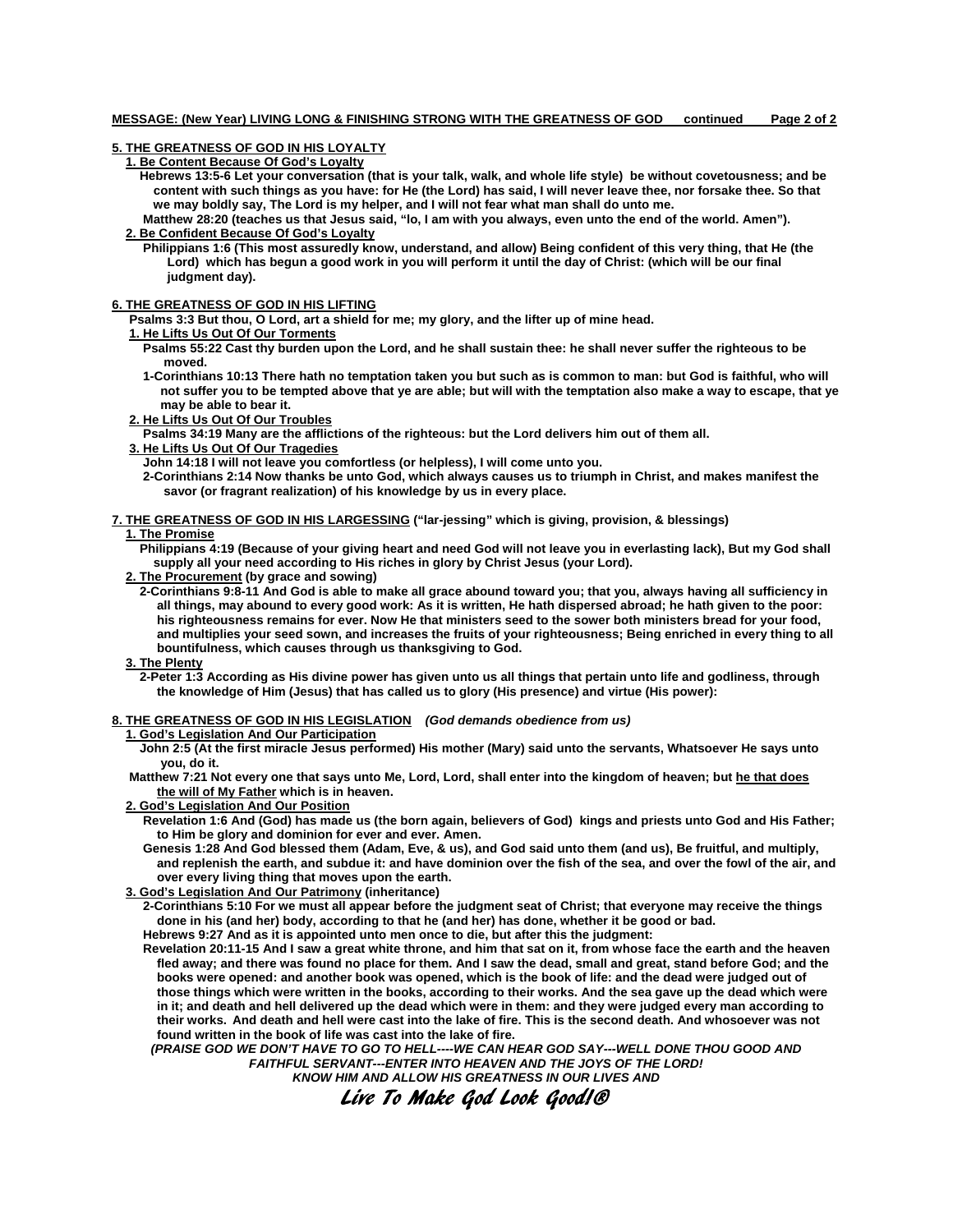## 5. THE GREATNESS OF GOD IN HIS LOYALTY

### 1. Be Content Because Of God's Loyalty

**Hebrews 13:5-6 Let your conversation (that is your talk, walk, and whole life style) be without covetousness; and be content with such things as you have: for He (the Lord) has said, I will never leave thee, nor forsake thee. So that we may boldly say, The Lord is my helper, and I will not fear what man shall do unto me.**

**Matthew 28:20 (teaches us that Jesus said, "lo, I am with you always, even unto the end of the world. Amen").**

### 2. Be Confident Because Of God's Loyalty

**Philippians 1:6 (This most assuredly know, understand, and allow) Being confident of this very thing, that He (the Lord) which has begun a good work in you will perform it until the day of Christ: (which will be our final judgment day).**

## 6. THE GREATNESS OF GOD IN HIS LIFTING

**Psalms 3:3 But thou, O Lord, art a shield for me; my glory, and the lifter up of mine head.**

### 1. He Lifts Us Out Of Our Torments

**Psalms 55:22 Cast thy burden upon the Lord, and he shall sustain thee: he shall never suffer the righteous to be moved.**

**1-Corinthians 10:13 There hath no temptation taken you but such as is common to man: but God is faithful, who will not suffer you to be tempted above that ye are able; but will with the temptation also make a way to escape, that ye may be able to bear it.**

### 2. He Lifts Us Out Of Our Troubles

**Psalms 34:19 Many are the afflictions of the righteous: but the Lord delivers him out of them all.**

### 3. He Lifts Us Out Of Our Tragedies

**John 14:18 I will not leave you comfortless (or helpless), I will come unto you.**

**2-Corinthians 2:14 Now thanks be unto God, which always causes us to triumph in Christ, and makes manifest the savor (or fragrant realization) of his knowledge by us in every place.**

## 7. THE GREATNESS OF GOD IN HIS LARGESSING ("lar-jessing" which is giving, provision, & blessings)

### 1. The Promise

**Philippians 4:19 (Because of your giving heart and need God will not leave you in everlasting lack), But my God shall supply all your need according to His riches in glory by Christ Jesus (your Lord).**

### 2. The Procurement (by grace and sowing)

**2-Corinthians 9:8-11 And God is able to make all grace abound toward you; that you, always having all sufficiency in all things, may abound to every good work: As it is written, He hath dispersed abroad; he hath given to the poor: his righteousness remains for ever. Now He that ministers seed to the sower both ministers bread for your food, and multiplies your seed sown, and increases the fruits of your righteousness; Being enriched in every thing to all bountifulness, which causes through us thanksgiving to God.**

### 3. The Plenty

**2-Peter 1:3 According as His divine power has given unto us all things that pertain unto life and godliness, through the knowledge of Him (Jesus) that has called us to glory (His presence) and virtue (His power):**

## 8. THE GREATNESS OF GOD IN HIS LEGISLATION *(God demands obedience from us)*

### 1. God's Legislation And Our Participation

**John 2:5 (At the first miracle Jesus performed) His mother (Mary) said unto the servants, Whatsoever He says unto you, do it.**

**Matthew 7:21 Not every one that says unto Me, Lord, Lord, shall enter into the kingdom of heaven; but <u>he that does the will of My Father</u> which is in heaven.**

### 2. God's Legislation And Our Position

**Revelation 1:6 And (God) has made us (the born again, believers of God) kings and priests unto God and His Father; to Him be glory and dominion for ever and ever. Amen.**

**Genesis 1:28 And God blessed them (Adam, Eve, & us), and God said unto them (and us), Be fruitful, and multiply, and replenish the earth, and subdue it: and have dominion over the fish of the sea, and over the fowl of the air, and over every living thing that moves upon the earth.**

### 3. God's Legislation And Our Patrimony (inheritance)

**2-Corinthians 5:10 For we must all appear before the judgment seat of Christ; that everyone may receive the things done in his (and her) body, according to that he (and her) has done, whether it be good or bad.**

**Hebrews 9:27 And as it is appointed unto men once to die, but after this the judgment:**

**Revelation 20:11-15 And I saw a great white throne, and him that sat on it, from whose face the earth and the heaven fled away; and there was found no place for them. And I saw the dead, small and great, stand before God; and the books were opened: and another book was opened, which is the book of life: and the dead were judged out of those things which were written in the books, according to their works. And the sea gave up the dead which were in it; and death and hell delivered up the dead which were in them: and they were judged every man according to their works. And death and hell were cast into the lake of fire. This is the second death. And whosoever was not found written in the book of life was cast into the lake of fire.**

***(PRAISE GOD WE DON'T HAVE TO GO TO HELL----WE CAN HEAR GOD SAY---WELL DONE THOU GOOD AND FAITHFUL SERVANT---ENTER INTO HEAVEN AND THE JOYS OF THE LORD!***

***KNOW HIM AND ALLOW HIS GREATNESS IN OUR LIVES AND***

***Live To Make God Look Good!®***